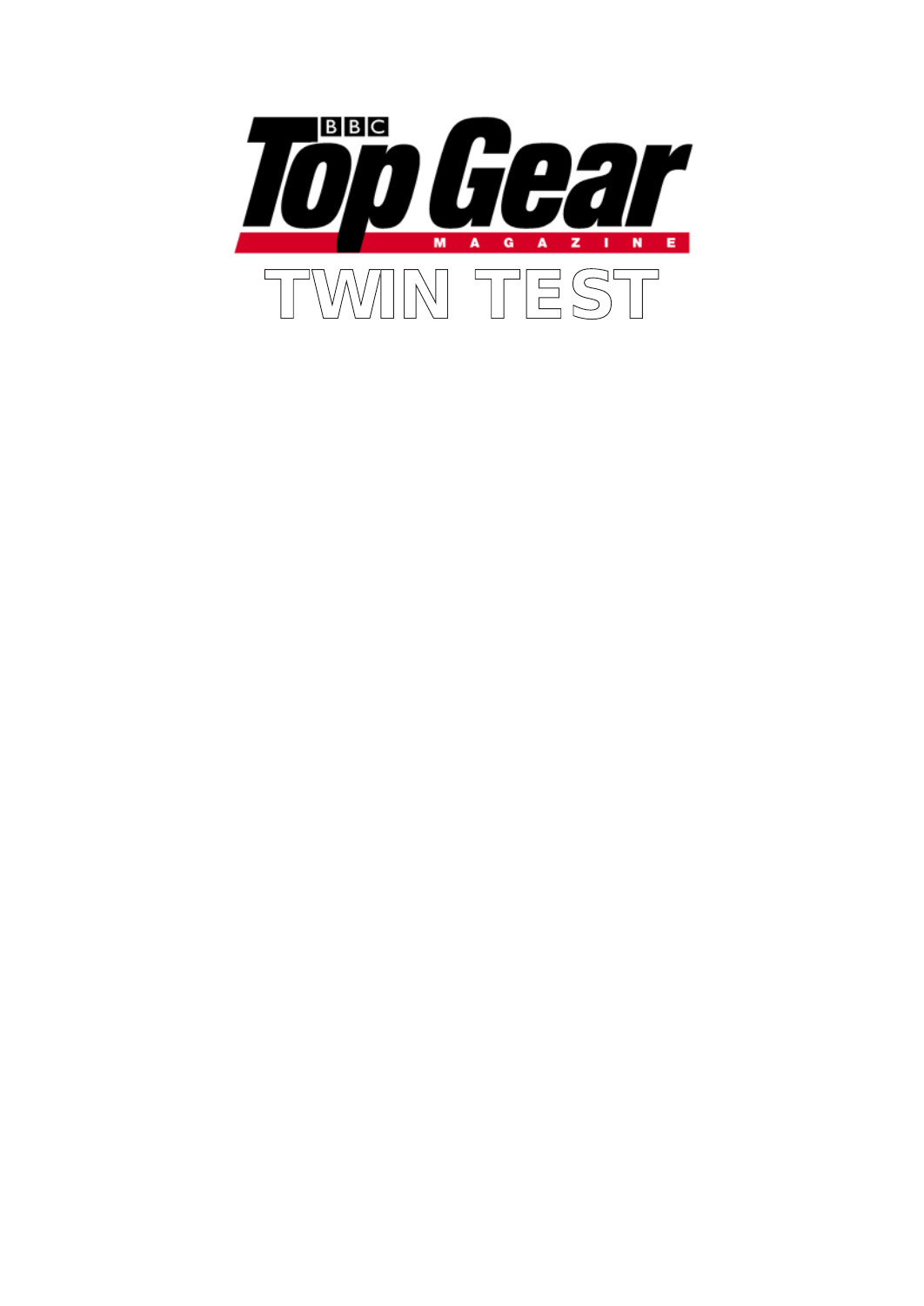# BBC Top Gear MAGAZINE

# TWIN TEST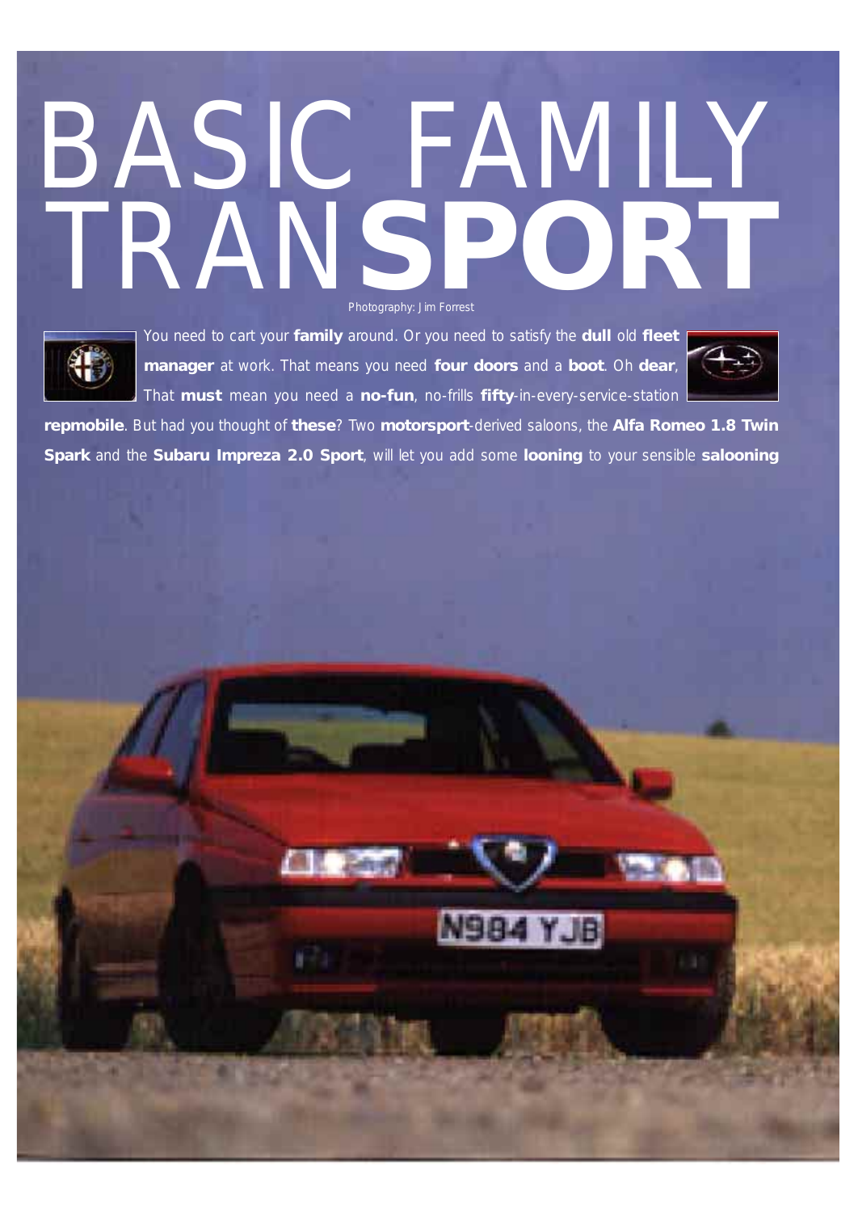# BASIC FAMILY TRAN**SPORT**

Photography: Jim Forrest

You need to cart your **family** around. Or you need to satisfy the **dull** old **fleet manager** at work. That means you need **four doors** and a **boot**. Oh **dear**, That **must** mean you need a **no-fun**, no-frills **fifty**-in-every-service-station **repmobile**. But had you thought of **these**? Two **motorsport**-derived saloons, the **Alfa Romeo 1.8 Twin Spark** and the **Subaru Impreza 2.0 Sport**, will let you add some **looning** to your sensible **salooning**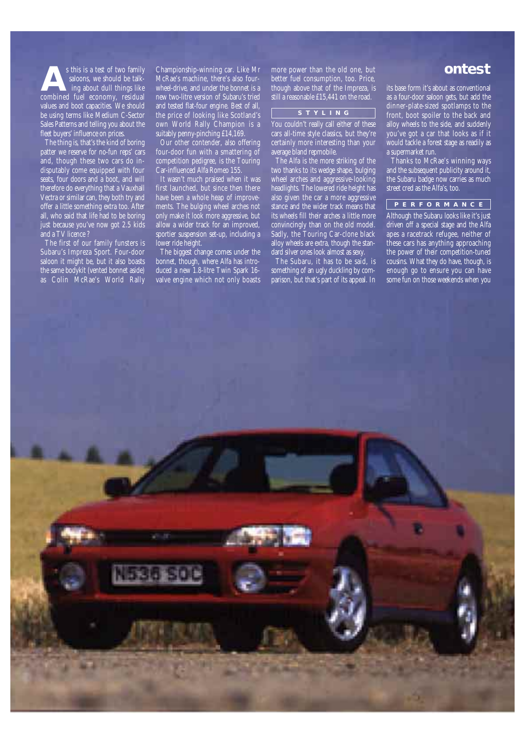**A**s this is a test of two family saloons, we should be talking about dull things like combined fuel economy, residual values and boot capacities. We should be using terms like Medium C-Sector Sales Patterns and telling you about the fleet buyers' influence on prices.

The thing is, that's the kind of boring patter we reserve for no-fun reps' cars and, though these two cars do indisputably come equipped with four seats, four doors and a boot, and will therefore do everything that a Vauxhall Vectra or similar can, they both try and offer a little something extra too. After all, who said that life had to be boring just because you've now got 2.5 kids and a TV licence?

The first of our family funsters is Subaru's Impreza Sport. Four-door saloon it might be, but it also boasts the same bodykit (vented bonnet aside) as Colin McRae's World Rally Championship-winning car. Like Mr McRae's machine, there's also four-wheel-drive, and under the bonnet is a new two-litre version of Subaru's tried and tested flat-four engine. Best of all, the price of looking like Scotland's own World Rally Champion is a suitably penny-pinching £14,169.

Our other contender, also offering four-door fun with a smattering of competition pedigree, is the Touring Car-influenced Alfa Romeo 155.

It wasn't much praised when it was first launched, but since then there have been a whole heap of improvements. The bulging wheel arches not only make it look more aggressive, but allow a wider track for an improved, sportier suspension set-up, including a lower ride height.

The biggest change comes under the bonnet, though, where Alfa has introduced a new 1.8-litre Twin Spark 16-valve engine which not only boasts more power than the old one, but better fuel consumption, too. Price, though above that of the Impreza, is still a reasonable £15,441 on the road.

## STYLING

You couldn't really call either of these cars all-time style classics, but they're certainly more interesting than your average bland repmobile.

The Alfa is the more striking of the two thanks to its wedge shape, bulging wheel arches and aggressive-looking headlights. The lowered ride height has also given the car a more aggressive stance and the wider track means that its wheels fill their arches a little more convincingly than on the old model. Sadly, the Touring Car-clone black alloy wheels are extra, though the standard silver ones look almost as sexy.

The Subaru, it has to be said, is something of an ugly duckling by comparison, but that's part of its appeal. In its base form it's about as conventional as a four-door saloon gets, but add the dinner-plate-sized spotlamps to the front, boot spoiler to the back and alloy wheels to the side, and suddenly you've got a car that looks as if it would tackle a forest stage as readily as a supermarket run.

Thanks to McRae's winning ways and the subsequent publicity around it, the Subaru badge now carries as much street cred as the Alfa's, too.

## PERFORMANCE

Although the Subaru looks like it's just driven off a special stage and the Alfa apes a racetrack refugee, neither of these cars has anything approaching the power of their competition-tuned cousins. What they do have, though, is enough go to ensure you can have some fun on those weekends when you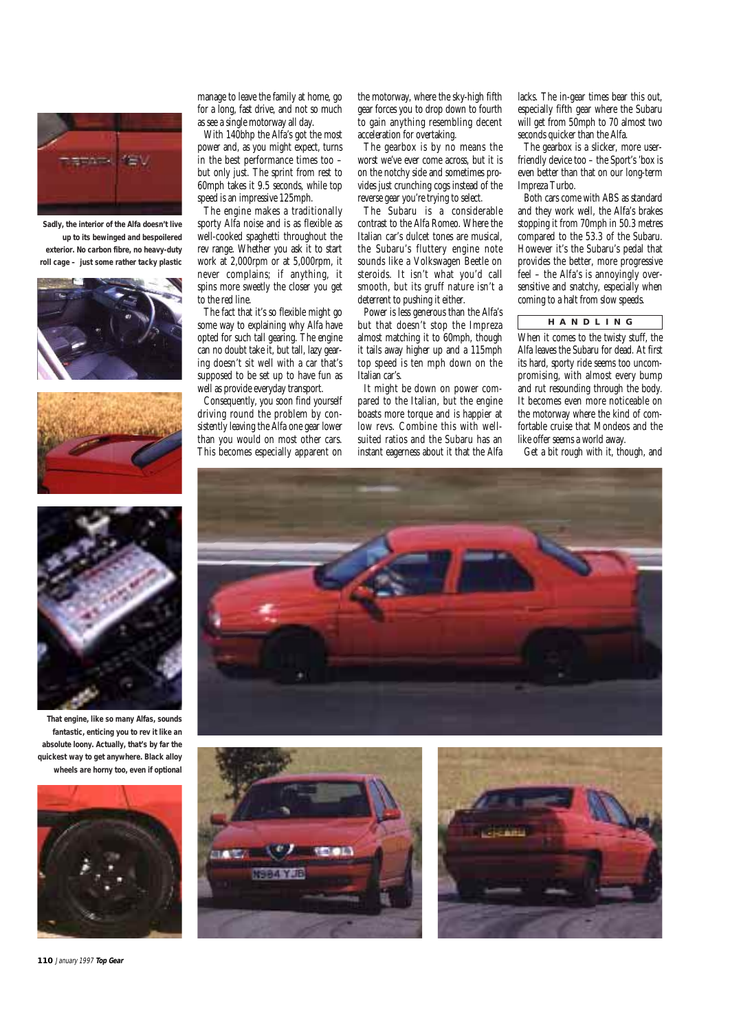Sadly, the interior of the Alfa doesn't live up to its bewinged and bespoilered exterior. No carbon fibre, no heavy-duty roll cage – just some rather tacky plastic

That engine, like so many Alfas, sounds fantastic, enticing you to rev it like an absolute loony. Actually, that's by far the quickest way to get anywhere. Black alloy wheels are horny too, even if optional

manage to leave the family at home, go for a long, fast drive, and not so much as see a single motorway all day.

With 140bhp the Alfa's got the most power and, as you might expect, turns in the best performance times too – but only just. The sprint from rest to 60mph takes it 9.5 seconds, while top speed is an impressive 125mph.

The engine makes a traditionally sporty Alfa noise and is as flexible as well-cooked spaghetti throughout the rev range. Whether you ask it to start work at 2,000rpm or at 5,000rpm, it never complains; if anything, it spins more sweetly the closer you get to the red line.

The fact that it's so flexible might go some way to explaining why Alfa have opted for such tall gearing. The engine can no doubt take it, but tall, lazy gearing doesn't sit well with a car that's supposed to be set up to have fun as well as provide everyday transport.

Consequently, you soon find yourself driving round the problem by consistently leaving the Alfa one gear lower than you would on most other cars. This becomes especially apparent on the motorway, where the sky-high fifth gear forces you to drop down to fourth to gain anything resembling decent acceleration for overtaking.

The gearbox is by no means the worst we've ever come across, but it is on the notchy side and sometimes provides just crunching cogs instead of the reverse gear you're trying to select.

The Subaru is a considerable contrast to the Alfa Romeo. Where the Italian car's dulcet tones are musical, the Subaru's fluttery engine note sounds like a Volkswagen Beetle on steroids. It isn't what you'd call smooth, but its gruff nature isn't a deterrent to pushing it either.

Power is less generous than the Alfa's but that doesn't stop the Impreza almost matching it to 60mph, though it tails away higher up and a 115mph top speed is ten mph down on the Italian car's.

It might be down on power compared to the Italian, but the engine boasts more torque and is happier at low revs. Combine this with well-suited ratios and the Subaru has an instant eagerness about it that the Alfa lacks. The in-gear times bear this out, especially fifth gear where the Subaru will get from 50mph to 70 almost two seconds quicker than the Alfa.

The gearbox is a slicker, more user-friendly device too – the Sport's 'box is even better than that on our long-term Impreza Turbo.

Both cars come with ABS as standard and they work well, the Alfa's brakes stopping it from 70mph in 50.3 metres compared to the 53.3 of the Subaru. However it's the Subaru's pedal that provides the better, more progressive feel – the Alfa's is annoyingly oversensitive and snatchy, especially when coming to a halt from slow speeds.

## HANDLING

When it comes to the twisty stuff, the Alfa leaves the Subaru for dead. At first its hard, sporty ride seems too uncompromising, with almost every bump and rut resounding through the body. It becomes even more noticeable on the motorway where the kind of comfortable cruise that Mondeos and the like offer seems a world away.

Get a bit rough with it, though, and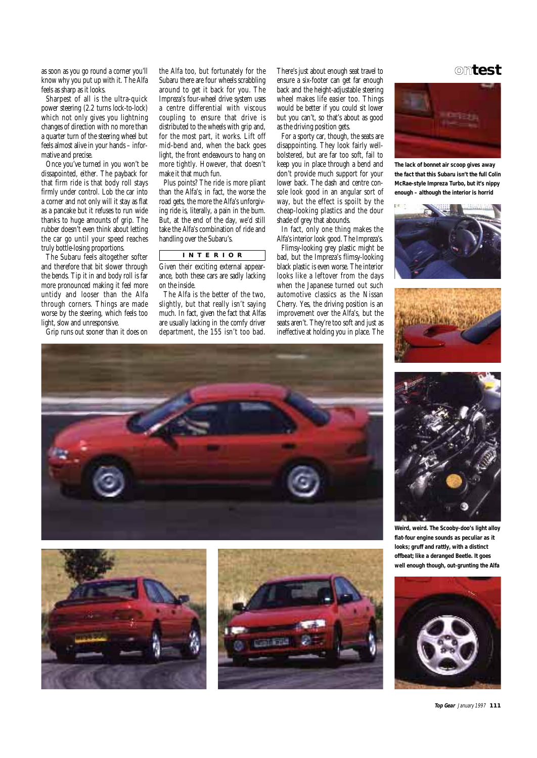as soon as you go round a corner you'll know why you put up with it. The Alfa feels as sharp as it looks.

Sharpest of all is the ultra-quick power steering (2.2 turns lock-to-lock) which not only gives you lightning changes of direction with no more than a quarter turn of the steering wheel but feels almost alive in your hands – informative and precise.

Once you've turned in you won't be dissapointed, either. The payback for that firm ride is that body roll stays firmly under control. Lob the car into a corner and not only will it stay as flat as a pancake but it refuses to run wide thanks to huge amounts of grip. The rubber doesn't even think about letting the car go until your speed reaches truly bottle-losing proportions.

The Subaru feels altogether softer and therefore that bit slower through the bends. Tip it in and body roll is far more pronounced making it feel more untidy and looser than the Alfa through corners. Things are made worse by the steering, which feels too light, slow and unresponsive.

Grip runs out sooner than it does on the Alfa too, but fortunately for the Subaru there are four wheels scrabbling around to get it back for you. The Impreza's four-wheel drive system uses a centre differential with viscous coupling to ensure that drive is distributed to the wheels with grip and, for the most part, it works. Lift off mid-bend and, when the back goes light, the front endeavours to hang on more tightly. However, that doesn't make it that much fun.

Plus points? The ride is more pliant than the Alfa's; in fact, the worse the road gets, the more the Alfa's unforgiving ride is, literally, a pain in the bum. But, at the end of the day, we'd still take the Alfa's combination of ride and handling over the Subaru's.

## INTERIOR

Given their exciting external appearance, both these cars are sadly lacking on the inside.

The Alfa is the better of the two, slightly, but that really isn't saying much. In fact, given the fact that Alfas are usually lacking in the comfy driver department, the 155 isn't too bad. There's just about enough seat travel to ensure a six-footer can get far enough back and the height-adjustable steering wheel makes life easier too. Things would be better if you could sit lower but you can't, so that's about as good as the driving position gets.

For a sporty car, though, the seats are disappointing. They look fairly well-bolstered, but are far too soft, fail to keep you in place through a bend and don't provide much support for your lower back. The dash and centre console look good in an angular sort of way, but the effect is spoilt by the cheap-looking plastics and the dour shade of grey that abounds.

In fact, only one thing makes the Alfa's interior look good. The Impreza's.

Flimsy-looking grey plastic might be bad, but the Impreza's flimsy-looking black plastic is even worse. The interior looks like a leftover from the days when the Japanese turned out such automotive classics as the Nissan Cherry. Yes, the driving position is an improvement over the Alfa's, but the seats aren't. They're too soft and just as ineffective at holding you in place. The

**The lack of bonnet air scoop gives away the fact that this Subaru isn't the full Colin McRae-style Impreza Turbo, but it's nippy enough – although the interior is horrid**

**Weird, weird. The Scooby-doo's light alloy flat-four engine sounds as peculiar as it looks; gruff and rattly, with a distinct offbeat; like a deranged Beetle. It goes well enough though, out-grunting the Alfa**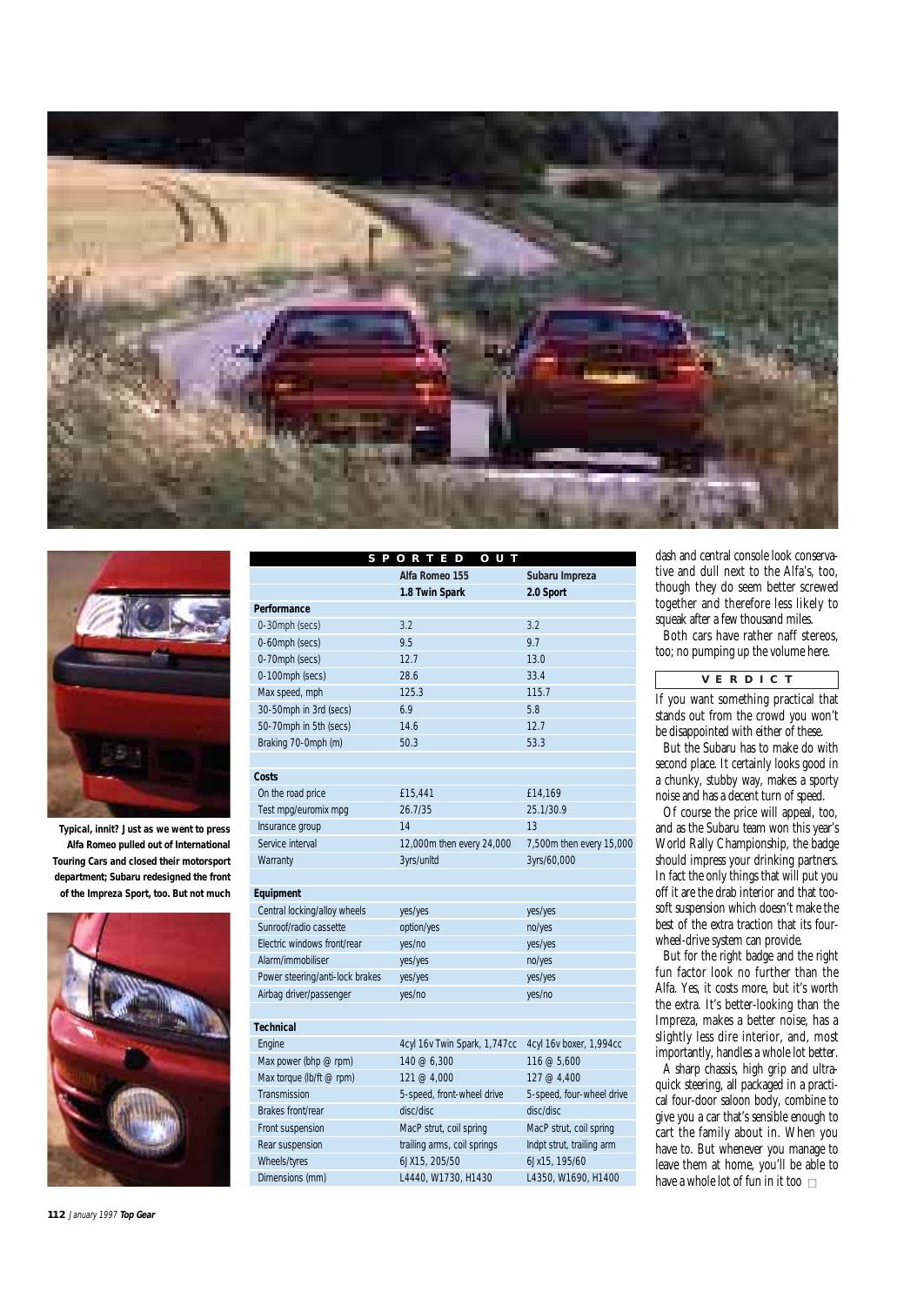Typical, innit? Just as we went to press Alfa Romeo pulled out of International Touring Cars and closed their motorsport department; Subaru redesigned the front of the Impreza Sport, too. But not much

## SPORTED OUT

| | Alfa Romeo 155 1.8 Twin Spark | Subaru Impreza 2.0 Sport |
|---|---|---|
| **Performance** | | |
| 0-30mph (secs) | 3.2 | 3.2 |
| 0-60mph (secs) | 9.5 | 9.7 |
| 0-70mph (secs) | 12.7 | 13.0 |
| 0-100mph (secs) | 28.6 | 33.4 |
| Max speed, mph | 125.3 | 115.7 |
| 30-50mph in 3rd (secs) | 6.9 | 5.8 |
| 50-70mph in 5th (secs) | 14.6 | 12.7 |
| Braking 70-0mph (m) | 50.3 | 53.3 |
| **Costs** | | |
| On the road price | £15,441 | £14,169 |
| Test mpg/euromix mpg | 26.7/35 | 25.1/30.9 |
| Insurance group | 14 | 13 |
| Service interval | 12,000m then every 24,000 | 7,500m then every 15,000 |
| Warranty | 3yrs/unltd | 3yrs/60,000 |
| **Equipment** | | |
| Central locking/alloy wheels | yes/yes | yes/yes |
| Sunroof/radio cassette | option/yes | no/yes |
| Electric windows front/rear | yes/no | yes/yes |
| Alarm/immobiliser | yes/yes | no/yes |
| Power steering/anti-lock brakes | yes/yes | yes/yes |
| Airbag driver/passenger | yes/no | yes/no |
| **Technical** | | |
| Engine | 4cyl 16v Twin Spark, 1,747cc | 4cyl 16v boxer, 1,994cc |
| Max power (bhp @ rpm) | 140 @ 6,300 | 116 @ 5,600 |
| Max torque (lb/ft @ rpm) | 121 @ 4,000 | 127 @ 4,400 |
| Transmission | 5-speed, front-wheel drive | 5-speed, four-wheel drive |
| Brakes front/rear | disc/disc | disc/disc |
| Front suspension | MacP strut, coil spring | MacP strut, coil spring |
| Rear suspension | trailing arms, coil springs | Indpt strut, trailing arm |
| Wheels/tyres | 6J X15, 205/50 | 6J x15, 195/60 |
| Dimensions (mm) | L4440, W1730, H1430 | L4350, W1690, H1400 |

dash and central console look conservative and dull next to the Alfa's, too, though they do seem better screwed together and therefore less likely to squeak after a few thousand miles.

Both cars have rather naff stereos, too; no pumping up the volume here.

## VERDICT

If you want something practical that stands out from the crowd you won't be disappointed with either of these.

But the Subaru has to make do with second place. It certainly looks good in a chunky, stubby way, makes a sporty noise and has a decent turn of speed.

Of course the price will appeal, too, and as the Subaru team won this year's World Rally Championship, the badge should impress your drinking partners. In fact the only things that will put you off it are the drab interior and that too-soft suspension which doesn't make the best of the extra traction that its four-wheel-drive system can provide.

But for the right badge and the right fun factor look no further than the Alfa. Yes, it costs more, but it's worth the extra. It's better-looking than the Impreza, makes a better noise, has a slightly less dire interior, and, most importantly, handles a whole lot better.

A sharp chassis, high grip and ultra-quick steering, all packaged in a practical four-door saloon body, combine to give you a car that's sensible enough to cart the family about in. When you have to. But whenever you manage to leave them at home, you'll be able to have a whole lot of fun in it too □